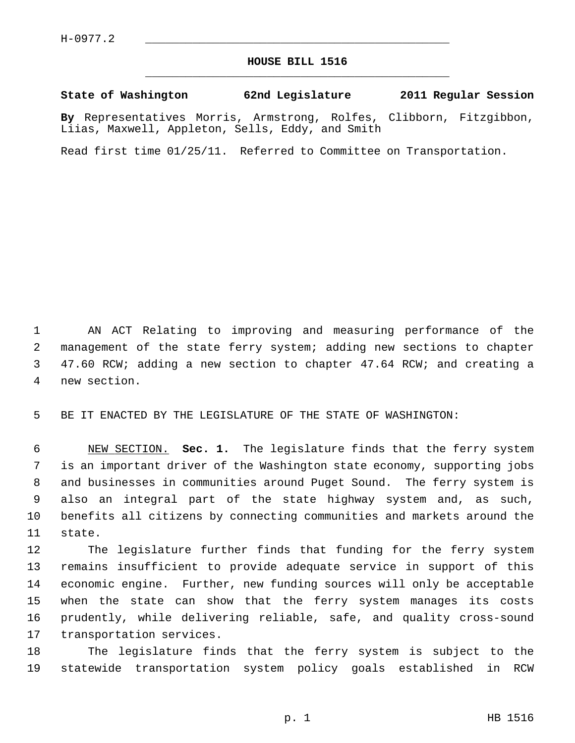H-0977.2

# HOUSE BILL 1516

**State of Washington 62nd Legislature 2011 Regular Session**

**By** Representatives Morris, Armstrong, Rolfes, Clibborn, Fitzgibbon, Liias, Maxwell, Appleton, Sells, Eddy, and Smith

Read first time 01/25/11. Referred to Committee on Transportation.

AN ACT Relating to improving and measuring performance of the management of the state ferry system; adding new sections to chapter 47.60 RCW; adding a new section to chapter 47.64 RCW; and creating a new section.

BE IT ENACTED BY THE LEGISLATURE OF THE STATE OF WASHINGTON:

NEW SECTION. **Sec. 1.** The legislature finds that the ferry system is an important driver of the Washington state economy, supporting jobs and businesses in communities around Puget Sound. The ferry system is also an integral part of the state highway system and, as such, benefits all citizens by connecting communities and markets around the state.

The legislature further finds that funding for the ferry system remains insufficient to provide adequate service in support of this economic engine. Further, new funding sources will only be acceptable when the state can show that the ferry system manages its costs prudently, while delivering reliable, safe, and quality cross-sound transportation services.

The legislature finds that the ferry system is subject to the statewide transportation system policy goals established in RCW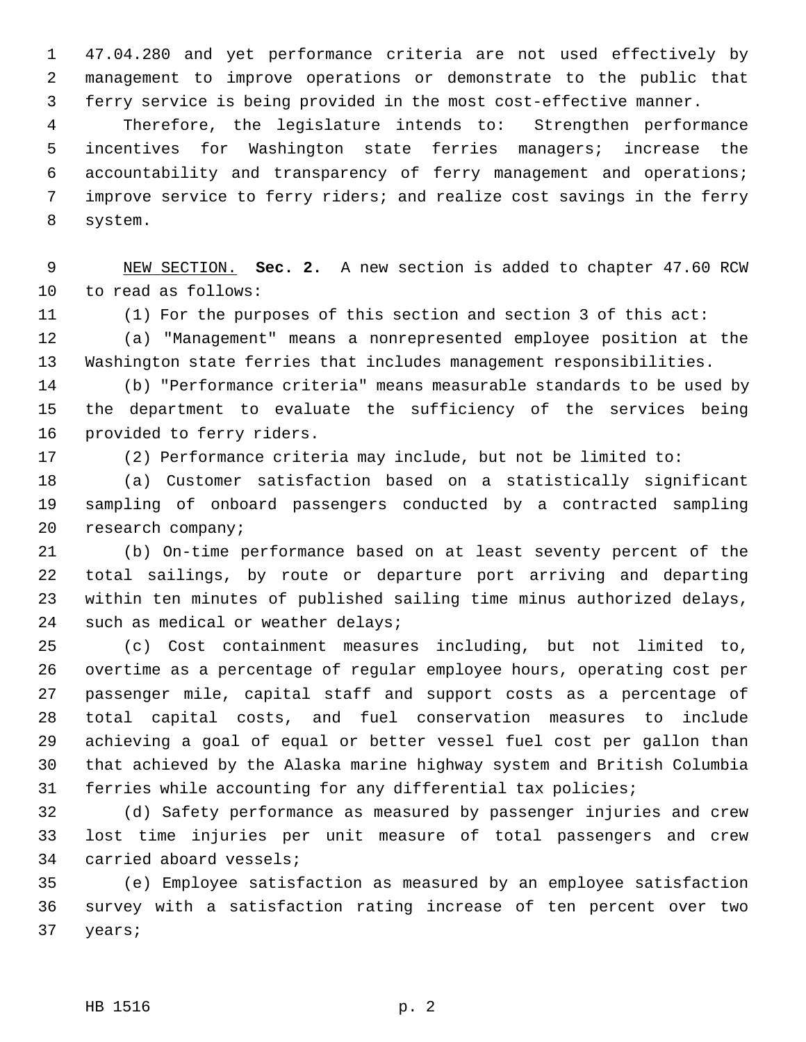47.04.280 and yet performance criteria are not used effectively by management to improve operations or demonstrate to the public that ferry service is being provided in the most cost-effective manner.

Therefore, the legislature intends to: Strengthen performance incentives for Washington state ferries managers; increase the accountability and transparency of ferry management and operations; improve service to ferry riders; and realize cost savings in the ferry system.

NEW SECTION. **Sec. 2.** A new section is added to chapter 47.60 RCW to read as follows:

(1) For the purposes of this section and section 3 of this act:

(a) "Management" means a nonrepresented employee position at the Washington state ferries that includes management responsibilities.

(b) "Performance criteria" means measurable standards to be used by the department to evaluate the sufficiency of the services being provided to ferry riders.

(2) Performance criteria may include, but not be limited to:

(a) Customer satisfaction based on a statistically significant sampling of onboard passengers conducted by a contracted sampling research company;

(b) On-time performance based on at least seventy percent of the total sailings, by route or departure port arriving and departing within ten minutes of published sailing time minus authorized delays, such as medical or weather delays;

(c) Cost containment measures including, but not limited to, overtime as a percentage of regular employee hours, operating cost per passenger mile, capital staff and support costs as a percentage of total capital costs, and fuel conservation measures to include achieving a goal of equal or better vessel fuel cost per gallon than that achieved by the Alaska marine highway system and British Columbia ferries while accounting for any differential tax policies;

(d) Safety performance as measured by passenger injuries and crew lost time injuries per unit measure of total passengers and crew carried aboard vessels;

(e) Employee satisfaction as measured by an employee satisfaction survey with a satisfaction rating increase of ten percent over two years;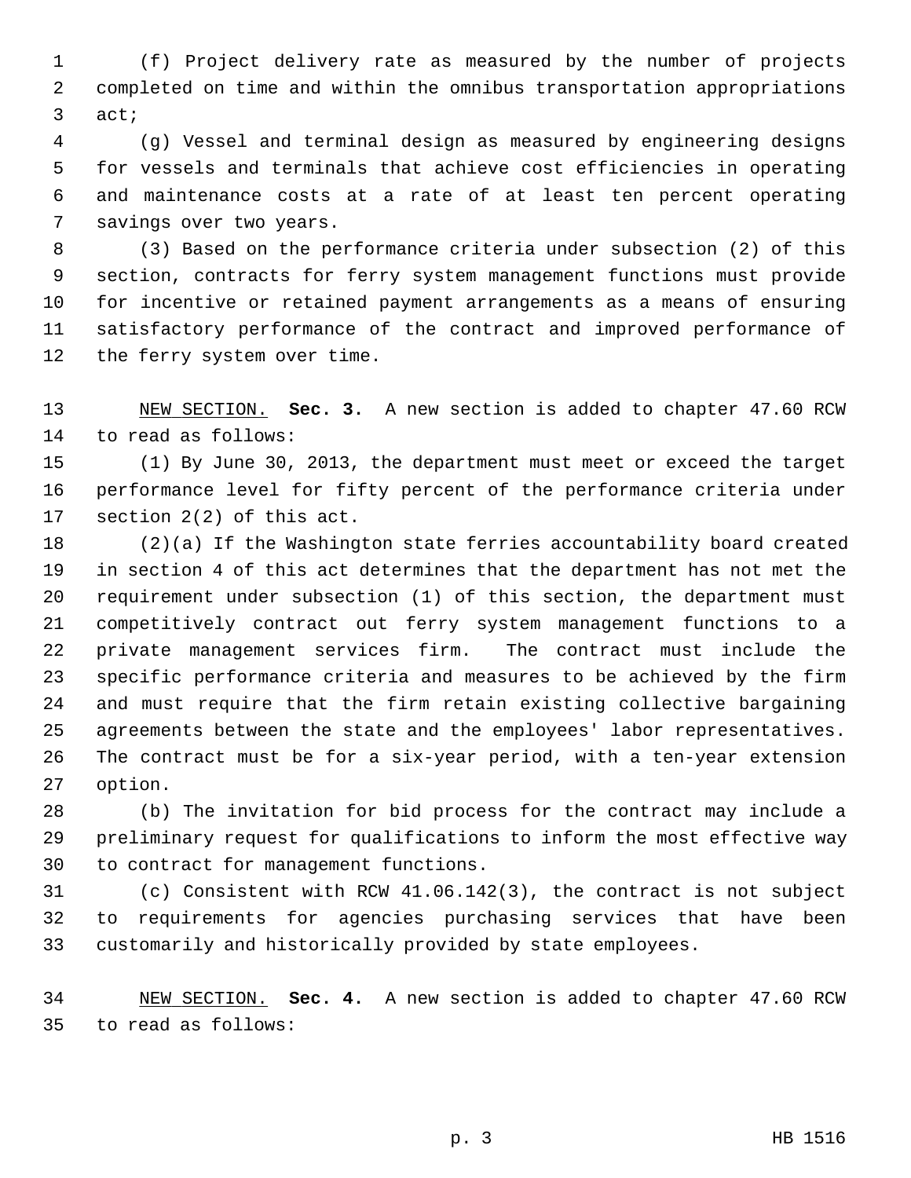(f) Project delivery rate as measured by the number of projects completed on time and within the omnibus transportation appropriations act;

(g) Vessel and terminal design as measured by engineering designs for vessels and terminals that achieve cost efficiencies in operating and maintenance costs at a rate of at least ten percent operating savings over two years.

(3) Based on the performance criteria under subsection (2) of this section, contracts for ferry system management functions must provide for incentive or retained payment arrangements as a means of ensuring satisfactory performance of the contract and improved performance of the ferry system over time.

NEW SECTION. **Sec. 3.** A new section is added to chapter 47.60 RCW to read as follows:

(1) By June 30, 2013, the department must meet or exceed the target performance level for fifty percent of the performance criteria under section 2(2) of this act.

(2)(a) If the Washington state ferries accountability board created in section 4 of this act determines that the department has not met the requirement under subsection (1) of this section, the department must competitively contract out ferry system management functions to a private management services firm. The contract must include the specific performance criteria and measures to be achieved by the firm and must require that the firm retain existing collective bargaining agreements between the state and the employees' labor representatives. The contract must be for a six-year period, with a ten-year extension option.

(b) The invitation for bid process for the contract may include a preliminary request for qualifications to inform the most effective way to contract for management functions.

(c) Consistent with RCW 41.06.142(3), the contract is not subject to requirements for agencies purchasing services that have been customarily and historically provided by state employees.

NEW SECTION. **Sec. 4.** A new section is added to chapter 47.60 RCW to read as follows: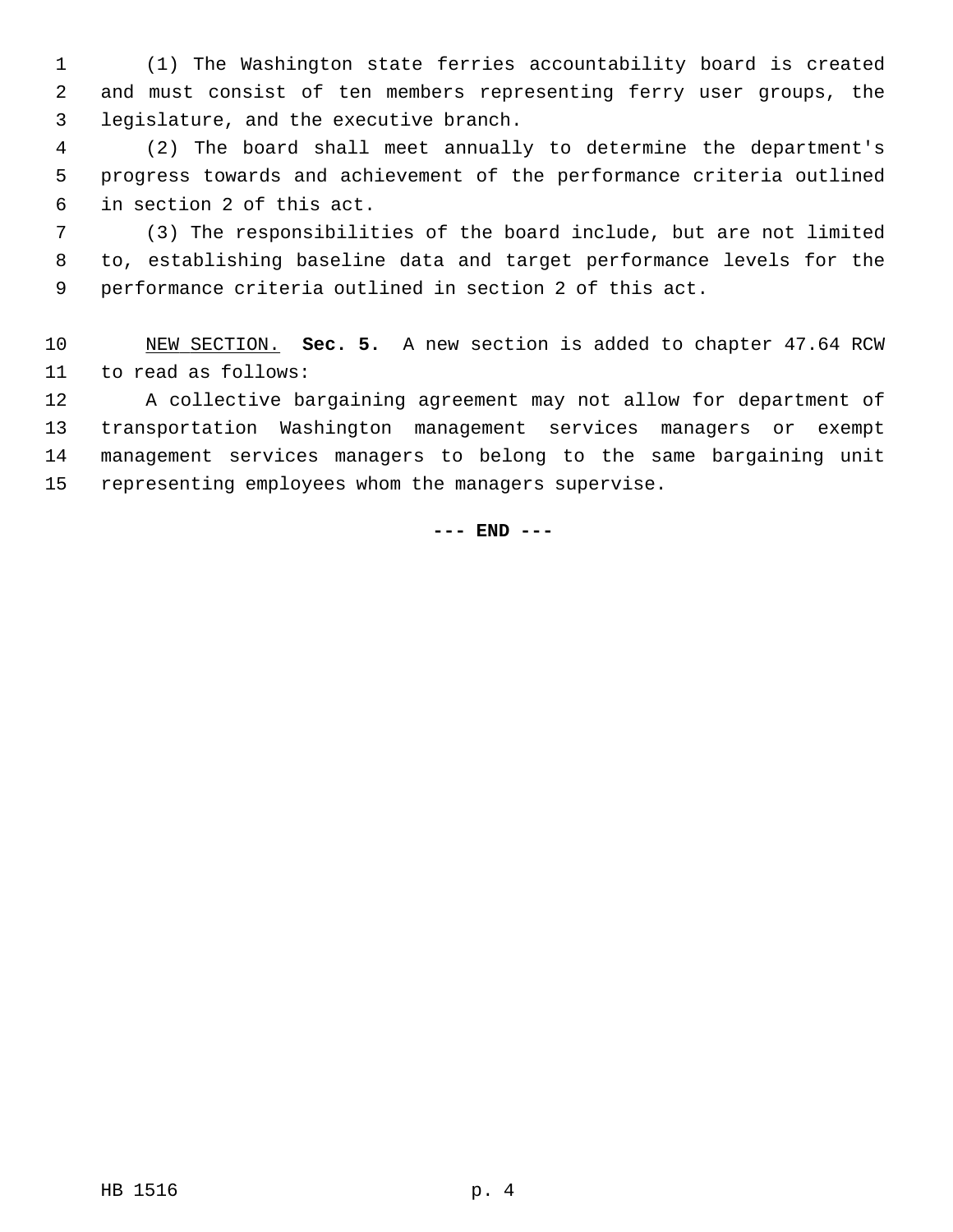(1) The Washington state ferries accountability board is created and must consist of ten members representing ferry user groups, the legislature, and the executive branch.

(2) The board shall meet annually to determine the department's progress towards and achievement of the performance criteria outlined in section 2 of this act.

(3) The responsibilities of the board include, but are not limited to, establishing baseline data and target performance levels for the performance criteria outlined in section 2 of this act.

NEW SECTION. **Sec. 5.** A new section is added to chapter 47.64 RCW to read as follows:

A collective bargaining agreement may not allow for department of transportation Washington management services managers or exempt management services managers to belong to the same bargaining unit representing employees whom the managers supervise.

**--- END ---**